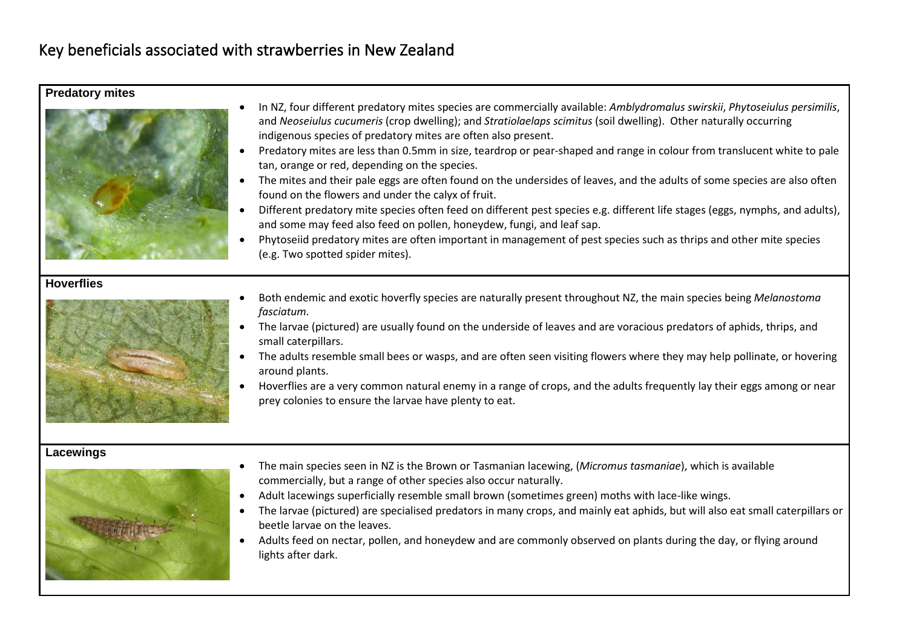# Key beneficials associated with strawberries in New Zealand

## Predatory mites

- In NZ, four different predatory mites species are commercially available: *Amblydromalus swirskii*, *Phytoseiulus persimilis*, and *Neoseiulus cucumeris* (crop dwelling); and *Stratiolaelaps scimitus* (soil dwelling). Other naturally occurring indigenous species of predatory mites are often also present.
- Predatory mites are less than 0.5mm in size, teardrop or pear-shaped and range in colour from translucent white to pale tan, orange or red, depending on the species.
- The mites and their pale eggs are often found on the undersides of leaves, and the adults of some species are also often found on the flowers and under the calyx of fruit.
- Different predatory mite species often feed on different pest species e.g. different life stages (eggs, nymphs, and adults), and some may feed also feed on pollen, honeydew, fungi, and leaf sap.
- Phytoseiid predatory mites are often important in management of pest species such as thrips and other mite species (e.g. Two spotted spider mites).

## Hoverflies

- Both endemic and exotic hoverfly species are naturally present throughout NZ, the main species being *Melanostoma fasciatum.*
- The larvae (pictured) are usually found on the underside of leaves and are voracious predators of aphids, thrips, and small caterpillars.
- The adults resemble small bees or wasps, and are often seen visiting flowers where they may help pollinate, or hovering around plants.
- Hoverflies are a very common natural enemy in a range of crops, and the adults frequently lay their eggs among or near prey colonies to ensure the larvae have plenty to eat.

## Lacewings

- The main species seen in NZ is the Brown or Tasmanian lacewing, (*Micromus tasmaniae*), which is available commercially, but a range of other species also occur naturally.
- Adult lacewings superficially resemble small brown (sometimes green) moths with lace-like wings.
- The larvae (pictured) are specialised predators in many crops, and mainly eat aphids, but will also eat small caterpillars or beetle larvae on the leaves.
- Adults feed on nectar, pollen, and honeydew and are commonly observed on plants during the day, or flying around lights after dark.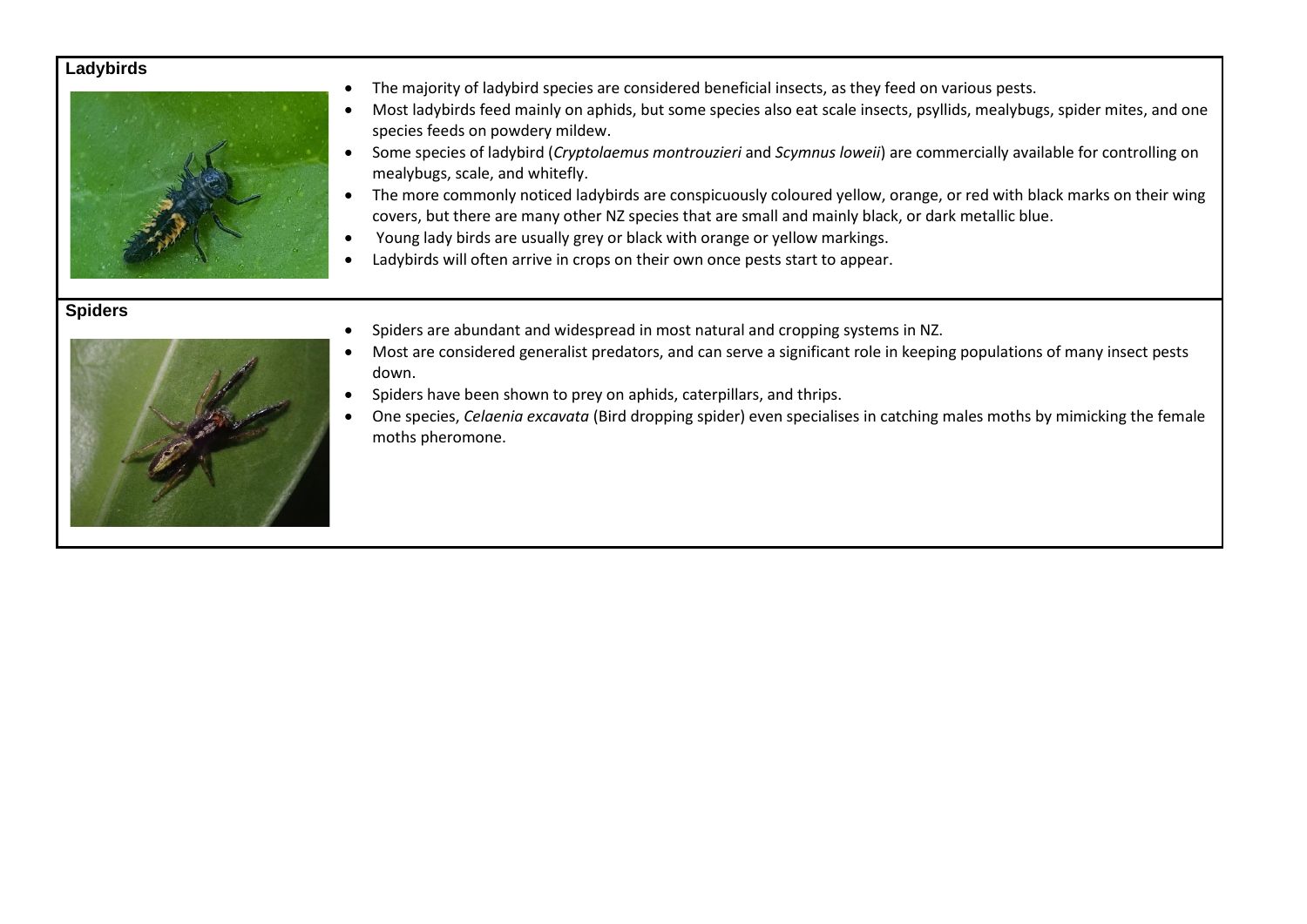## Ladybirds

- The majority of ladybird species are considered beneficial insects, as they feed on various pests.
- Most ladybirds feed mainly on aphids, but some species also eat scale insects, psyllids, mealybugs, spider mites, and one species feeds on powdery mildew.
- Some species of ladybird (*Cryptolaemus montrouzieri* and *Scymnus loweii*) are commercially available for controlling on mealybugs, scale, and whitefly.
- The more commonly noticed ladybirds are conspicuously coloured yellow, orange, or red with black marks on their wing covers, but there are many other NZ species that are small and mainly black, or dark metallic blue.
- Young lady birds are usually grey or black with orange or yellow markings.
- Ladybirds will often arrive in crops on their own once pests start to appear.

## Spiders

- Spiders are abundant and widespread in most natural and cropping systems in NZ.
- Most are considered generalist predators, and can serve a significant role in keeping populations of many insect pests down.
- Spiders have been shown to prey on aphids, caterpillars, and thrips.
- One species, *Celaenia excavata* (Bird dropping spider) even specialises in catching males moths by mimicking the female moths pheromone.